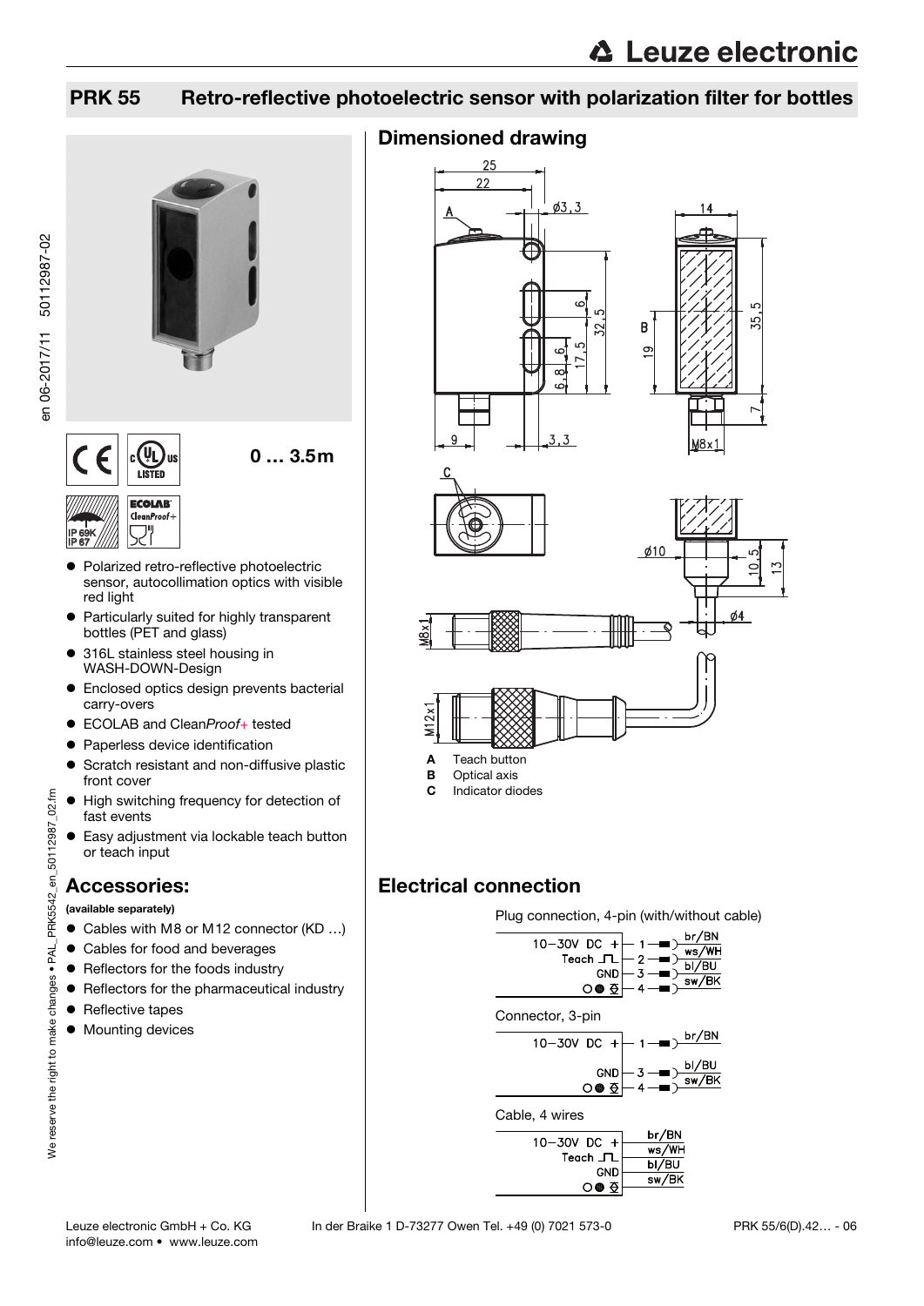# PRK 55 Retro-reflective photoelectric sensor with polarization filter for bottles

0 … 3.5m

- Polarized retro-reflective photoelectric sensor, autocollimation optics with visible red light
- Particularly suited for highly transparent bottles (PET and glass)
- 316L stainless steel housing in WASH-DOWN-Design
- Enclosed optics design prevents bacterial carry-overs
- ECOLAB and Clean*Proof+* tested
- Paperless device identification
- Scratch resistant and non-diffusive plastic front cover
- High switching frequency for detection of fast events
- Easy adjustment via lockable teach button or teach input

## Accessories:

**(available separately)**

- Cables with M8 or M12 connector (KD …)
- Cables for food and beverages
- Reflectors for the foods industry
- Reflectors for the pharmaceutical industry
- Reflective tapes
- Mounting devices

## Dimensioned drawing

**A** Teach button
**B** Optical axis
**C** Indicator diodes

## Electrical connection

Plug connection, 4-pin (with/without cable)

| Function | Pin | Wire |
|---|---|---|
| 10-30V DC + | 1 | br/BN |
| Teach | 2 | ws/WH |
| GND | 3 | bl/BU |
| Output | 4 | sw/BK |

Connector, 3-pin

| Function | Pin | Wire |
|---|---|---|
| 10-30V DC + | 1 | br/BN |
| GND | 3 | bl/BU |
| Output | 4 | sw/BK |

Cable, 4 wires

| Function | Wire |
|---|---|
| 10-30V DC + | br/BN |
| Teach | ws/WH |
| GND | bl/BU |
| Output | sw/BK |

Leuze electronic GmbH + Co. KG In der Braike 1 D-73277 Owen Tel. +49 (0) 7021 573-0
info@leuze.com • www.leuze.com

PRK 55/6(D).42… - 06

en 06-2017/11 50112987-02

We reserve the right to make changes • PAL_PRK5542_en_50112987_02.fm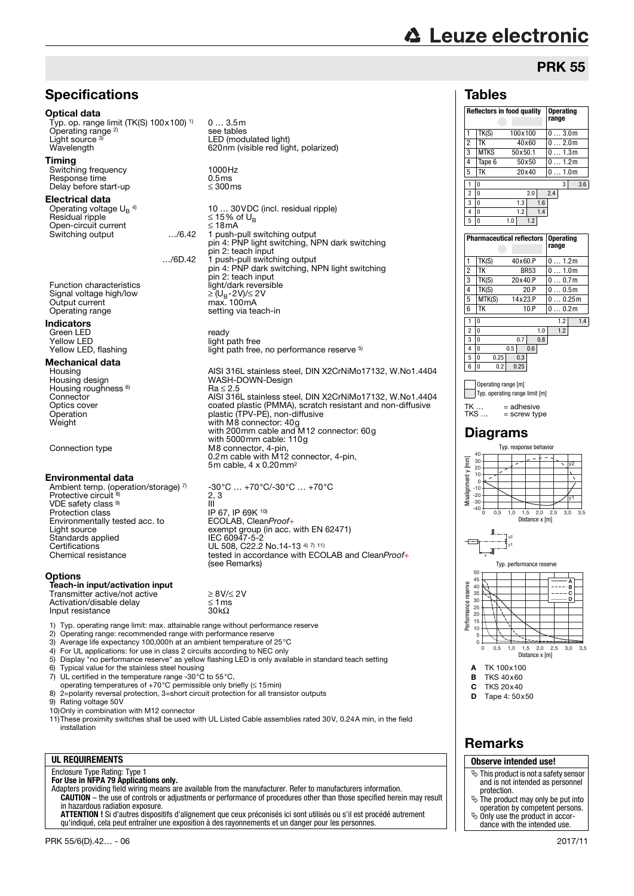# PRK 55

## Specifications

### Optical data

| | |
|---|---|
| Typ. op. range limit (TK(S) 100x100) [1] | 0 … 3.5m |
| Operating range [2] | see tables |
| Light source [3] | LED (modulated light) |
| Wavelength | 620nm (visible red light, polarized) |

### Timing

| | |
|---|---|
| Switching frequency | 1000Hz |
| Response time | 0.5ms |
| Delay before start-up | ≤ 300ms |

### Electrical data

| | | |
|---|---|---|
| Operating voltage $U_B$ [4] | | 10 … 30VDC (incl. residual ripple) |
| Residual ripple | | ≤ 15% of $U_B$ |
| Open-circuit current | | ≤ 18mA |
| Switching output | …/6.42 | 1 push-pull switching output<br>pin 4: PNP light switching, NPN dark switching<br>pin 2: teach input |
| | …/6D.42 | 1 push-pull switching output<br>pin 4: PNP dark switching, NPN light switching<br>pin 2: teach input |
| Function characteristics | | light/dark reversible |
| Signal voltage high/low | | ≥ ($U_B$-2V)/≤ 2V |
| Output current | | max. 100mA |
| Operating range | | setting via teach-in |

### Indicators

| | |
|---|---|
| Green LED | ready |
| Yellow LED | light path free |
| Yellow LED, flashing | light path free, no performance reserve [5] |

### Mechanical data

| | |
|---|---|
| Housing | AISI 316L stainless steel, DIN X2CrNiMo17132, W.No1.4404 |
| Housing design | WASH-DOWN-Design |
| Housing roughness [6] | Ra ≤ 2.5 |
| Connector | AISI 316L stainless steel, DIN X2CrNiMo17132, W.No1.4404 |
| Optics cover | coated plastic (PMMA), scratch resistant and non-diffusive |
| Operation | plastic (TPV-PE), non-diffusive |
| Weight | with M8 connector: 40g<br>with 200mm cable and M12 connector: 60g<br>with 5000mm cable: 110g |
| Connection type | M8 connector, 4-pin,<br>0.2m cable with M12 connector, 4-pin,<br>5m cable, 4 x 0.20mm² |

### Environmental data

| | |
|---|---|
| Ambient temp. (operation/storage) [7] | -30°C … +70°C/-30°C … +70°C |
| Protective circuit [8] | 2, 3 |
| VDE safety class [9] | III |
| Protection class | IP 67, IP 69K [10] |
| Environmentally tested acc. to | ECOLAB, Clean*Proof+* |
| Light source | exempt group (in acc. with EN 62471) |
| Standards applied | IEC 60947-5-2 |
| Certifications | UL 508, C22.2 No.14-13 [4] [7] [11] |
| Chemical resistance | tested in accordance with ECOLAB and Clean*Proof+* (see Remarks) |

### Options

**Teach-in input/activation input**

| | |
|---|---|
| Transmitter active/not active | ≥ 8V/≤ 2V |
| Activation/disable delay | ≤ 1ms |
| Input resistance | 30kΩ |

1) Typ. operating range limit: max. attainable range without performance reserve
2) Operating range: recommended range with performance reserve
3) Average life expectancy 100,000h at an ambient temperature of 25°C
4) For UL applications: for use in class 2 circuits according to NEC only
5) Display "no performance reserve" as yellow flashing LED is only available in standard teach setting
6) Typical value for the stainless steel housing
7) UL certified in the temperature range -30°C to 55°C, operating temperatures of +70°C permissible only briefly (≤ 15min)
8) 2=polarity reversal protection, 3=short circuit protection for all transistor outputs
9) Rating voltage 50V
10) Only in combination with M12 connector
11) These proximity switches shall be used with UL Listed Cable assemblies rated 30V, 0.24A min, in the field installation

### UL REQUIREMENTS

Enclosure Type Rating: Type 1
**For Use in NFPA 79 Applications only.**
Adapters providing field wiring means are available from the manufacturer. Refer to manufacturers information.
**CAUTION** – the use of controls or adjustments or performance of procedures other than those specified herein may result in hazardous radiation exposure.
**ATTENTION !** Si d'autres dispositifs d'alignement que ceux préconisés ici sont utilisés ou s'il est procédé autrement qu'indiqué, cela peut entraîner une exposition à des rayonnements et un danger pour les personnes.

## Tables

| | Reflectors in food quality | | Operating range | Typ. operating range limit |
|---|---|---|---|---|
| 1 | TK(S) | 100x100 | 0 … 3.0m | 3.6 |
| 2 | TK | 40x60 | 0 … 2.0m | 2.4 |
| 3 | MTKS | 50x50.1 | 0 … 1.3m | 1.6 |
| 4 | Tape 6 | 50x50 | 0 … 1.2m | 1.4 |
| 5 | TK | 20x40 | 0 … 1.0m | 1.2 |

| | Pharmaceutical reflectors | | Operating range | Typ. operating range limit |
|---|---|---|---|---|
| 1 | TK(S) | 40x60.P | 0 … 1.2m | 1.4 |
| 2 | TK | BR53 | 0 … 1.0m | 1.2 |
| 3 | TK(S) | 20x40.P | 0 … 0.7m | 0.8 |
| 4 | TK(S) | 20.P | 0 … 0.5m | 0.6 |
| 5 | MTK(S) | 14x23.P | 0 … 0.25m | 0.3 |
| 6 | TK | 10.P | 0 … 0.2m | 0.25 |

Operating range [m]
Typ. operating range limit [m]

TK … = adhesive
TKS … = screw type

## Diagrams

Typ. response behavior

Typ. performance reserve

**A** TK 100x100
**B** TKS 40x60
**C** TKS 20x40
**D** Tape 4: 50x50

## Remarks

**Observe intended use!**

- This product is not a safety sensor and is not intended as personnel protection.
- The product may only be put into operation by competent persons.
- Only use the product in accordance with the intended use.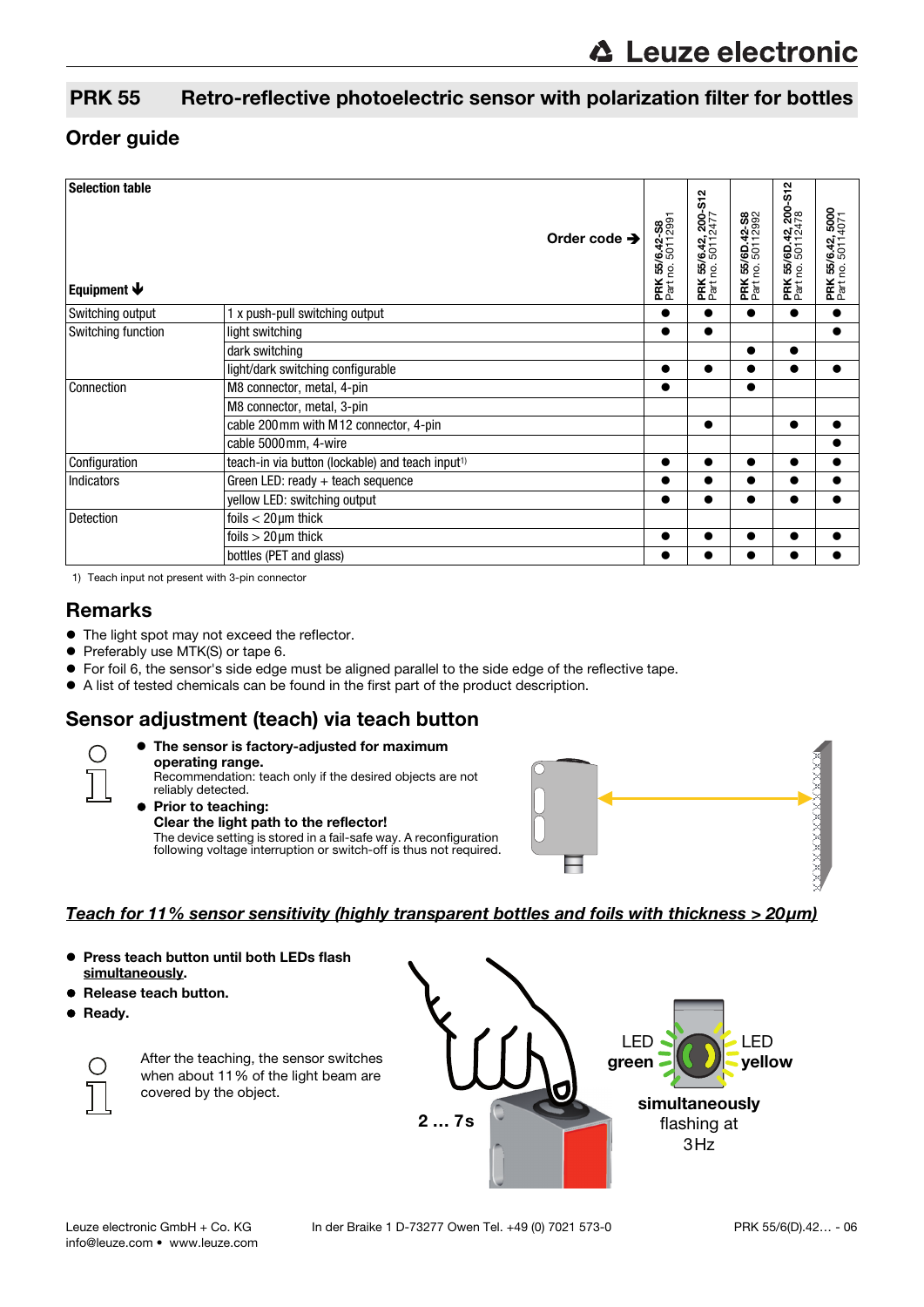## PRK 55 Retro-reflective photoelectric sensor with polarization filter for bottles

## Order guide

| Selection table | Order code ➔ | PRK 55/6.42-S8 Part no. 50112991 | PRK 55/6.42, 200-S12 Part no. 50112477 | PRK 55/6D.42-S8 Part no. 50112992 | PRK 55/6D.42, 200-S12 Part no. 50112478 | PRK 55/6.42, 5000 Part no. 50114071 |
|---|---|---|---|---|---|---|
| **Equipment** ↓ | | | | | | |
| Switching output | 1 x push-pull switching output | ● | ● | ● | ● | ● |
| Switching function | light switching | ● | ● | | | ● |
| | dark switching | | | ● | ● | |
| | light/dark switching configurable | ● | ● | ● | ● | ● |
| Connection | M8 connector, metal, 4-pin | ● | | ● | | |
| | M8 connector, metal, 3-pin | | | | | |
| | cable 200mm with M12 connector, 4-pin | | ● | | ● | ● |
| | cable 5000mm, 4-wire | | | | | ● |
| Configuration | teach-in via button (lockable) and teach input[1] | ● | ● | ● | ● | ● |
| Indicators | Green LED: ready + teach sequence | ● | ● | ● | ● | ● |
| | yellow LED: switching output | ● | ● | ● | ● | ● |
| Detection | foils < 20µm thick | | | | | |
| | foils > 20µm thick | ● | ● | ● | ● | ● |
| | bottles (PET and glass) | ● | ● | ● | ● | ● |

1) Teach input not present with 3-pin connector

## Remarks

- The light spot may not exceed the reflector.
- Preferably use MTK(S) or tape 6.
- For foil 6, the sensor's side edge must be aligned parallel to the side edge of the reflective tape.
- A list of tested chemicals can be found in the first part of the product description.

## Sensor adjustment (teach) via teach button

- **The sensor is factory-adjusted for maximum operating range.**
  Recommendation: teach only if the desired objects are not reliably detected.
- **Prior to teaching:**
  **Clear the light path to the reflector!**
  The device setting is stored in a fail-safe way. A reconfiguration following voltage interruption or switch-off is thus not required.

***Teach for 11% sensor sensitivity (highly transparent bottles and foils with thickness > 20µm)***

- **Press teach button until both LEDs flash simultaneously.**
- **Release teach button.**
- **Ready.**

After the teaching, the sensor switches when about 11% of the light beam are covered by the object.

2 … 7s

LED green · LED yellow

**simultaneously** flashing at 3Hz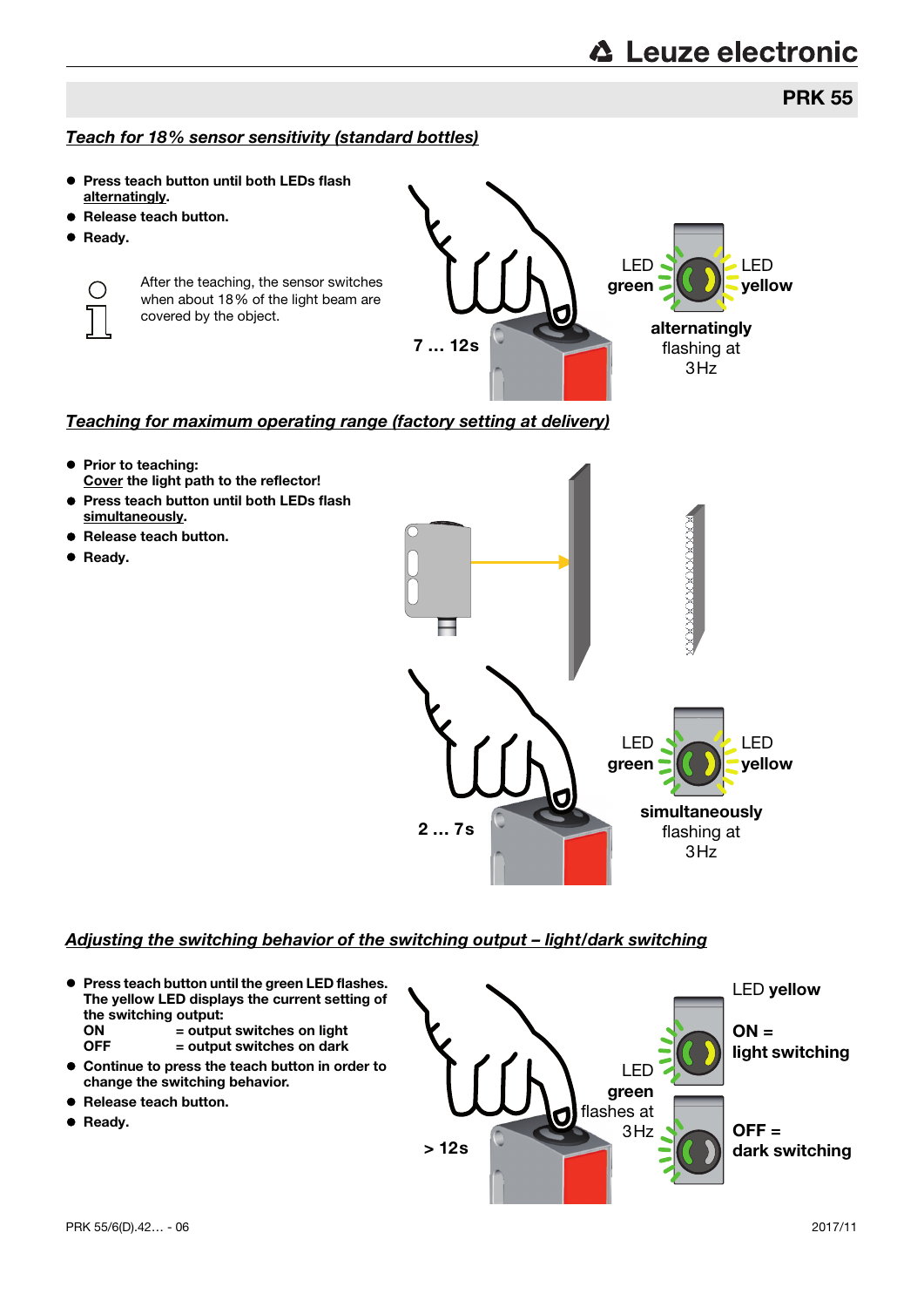## Teach for 18% sensor sensitivity (standard bottles)

- **Press teach button until both LEDs flash alternatingly.**
- **Release teach button.**
- **Ready.**

After the teaching, the sensor switches when about 18% of the light beam are covered by the object.

7 … 12s

LED green | LED yellow

**alternatingly** flashing at 3Hz

## Teaching for maximum operating range (factory setting at delivery)

- **Prior to teaching: Cover the light path to the reflector!**
- **Press teach button until both LEDs flash simultaneously.**
- **Release teach button.**
- **Ready.**

2 … 7s

LED green | LED yellow

**simultaneously** flashing at 3Hz

## Adjusting the switching behavior of the switching output – light/dark switching

- **Press teach button until the green LED flashes. The yellow LED displays the current setting of the switching output:**
  **ON = output switches on light**
  **OFF = output switches on dark**
- **Continue to press the teach button in order to change the switching behavior.**
- **Release teach button.**
- **Ready.**

> 12s

LED green flashes at 3Hz

LED **yellow**

**ON = light switching**

**OFF = dark switching**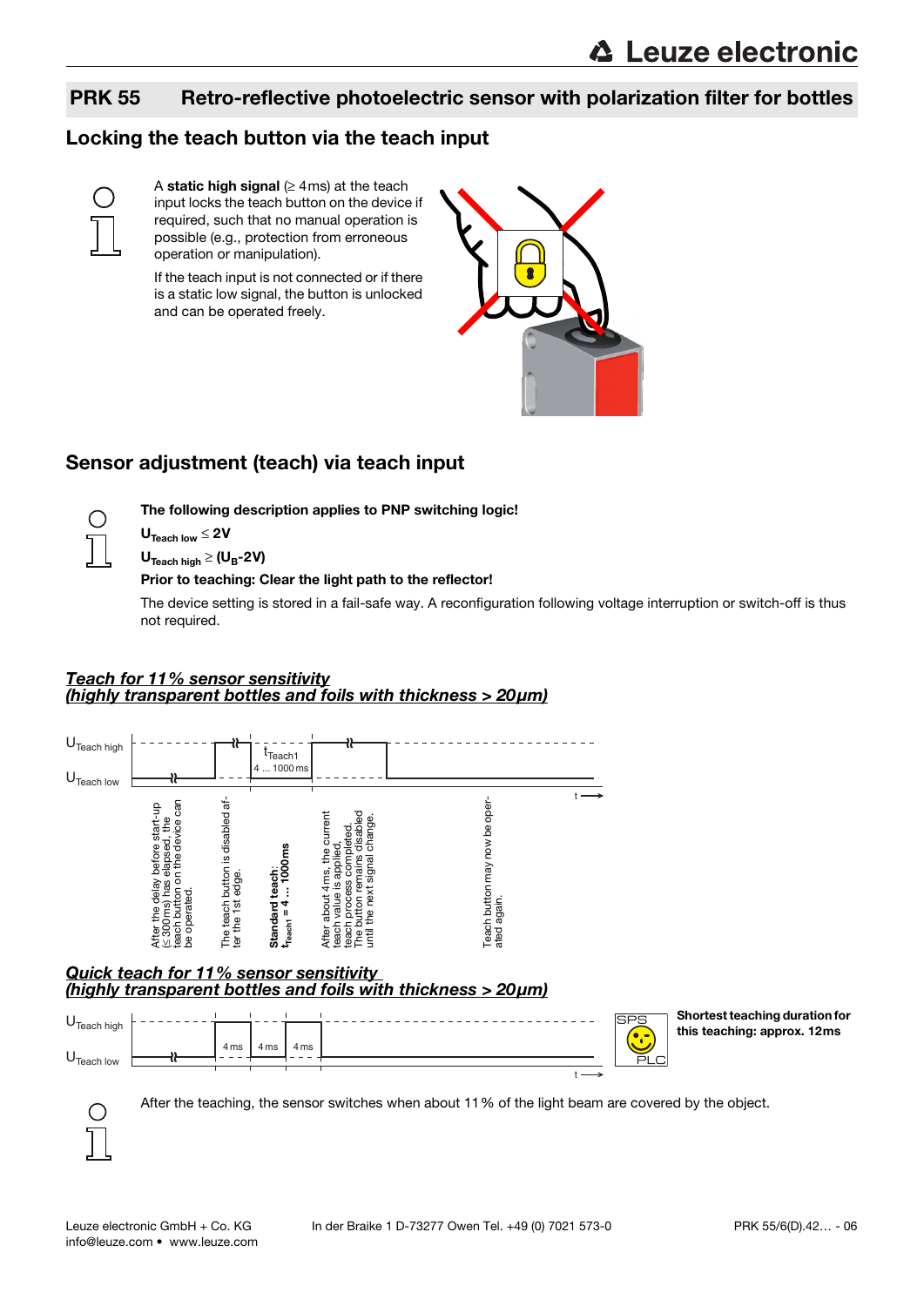## PRK 55 Retro-reflective photoelectric sensor with polarization filter for bottles

## Locking the teach button via the teach input

A **static high signal** (≥ 4ms) at the teach input locks the teach button on the device if required, such that no manual operation is possible (e.g., protection from erroneous operation or manipulation).

If the teach input is not connected or if there is a static low signal, the button is unlocked and can be operated freely.

## Sensor adjustment (teach) via teach input

**The following description applies to PNP switching logic!**

**$U_{Teach\ low} \leq 2V$**

**$U_{Teach\ high} \geq (U_B\text{-}2V)$**

**Prior to teaching: Clear the light path to the reflector!**

The device setting is stored in a fail-safe way. A reconfiguration following voltage interruption or switch-off is thus not required.

### ***Teach for 11% sensor sensitivity (highly transparent bottles and foils with thickness > 20µm)***

$U_{Teach\ high}$

$U_{Teach\ low}$

$t_{Teach1}$ 4 … 1000ms

t

After the delay before start-up (≤ 300ms) has elapsed, the teach button on the device can be operated.

The teach button is disabled after the 1st edge.

**Standard teach: $t_{Teach1}$ = 4 … 1000ms**

After about 4ms, the current teach value is applied, teach process completed. The button remains disabled until the next signal change.

Teach button may now be operated again.

### ***Quick teach for 11% sensor sensitivity (highly transparent bottles and foils with thickness > 20µm)***

$U_{Teach\ high}$

$U_{Teach\ low}$

4ms 4ms 4ms

t

SPS PLC

**Shortest teaching duration for this teaching: approx. 12ms**

After the teaching, the sensor switches when about 11% of the light beam are covered by the object.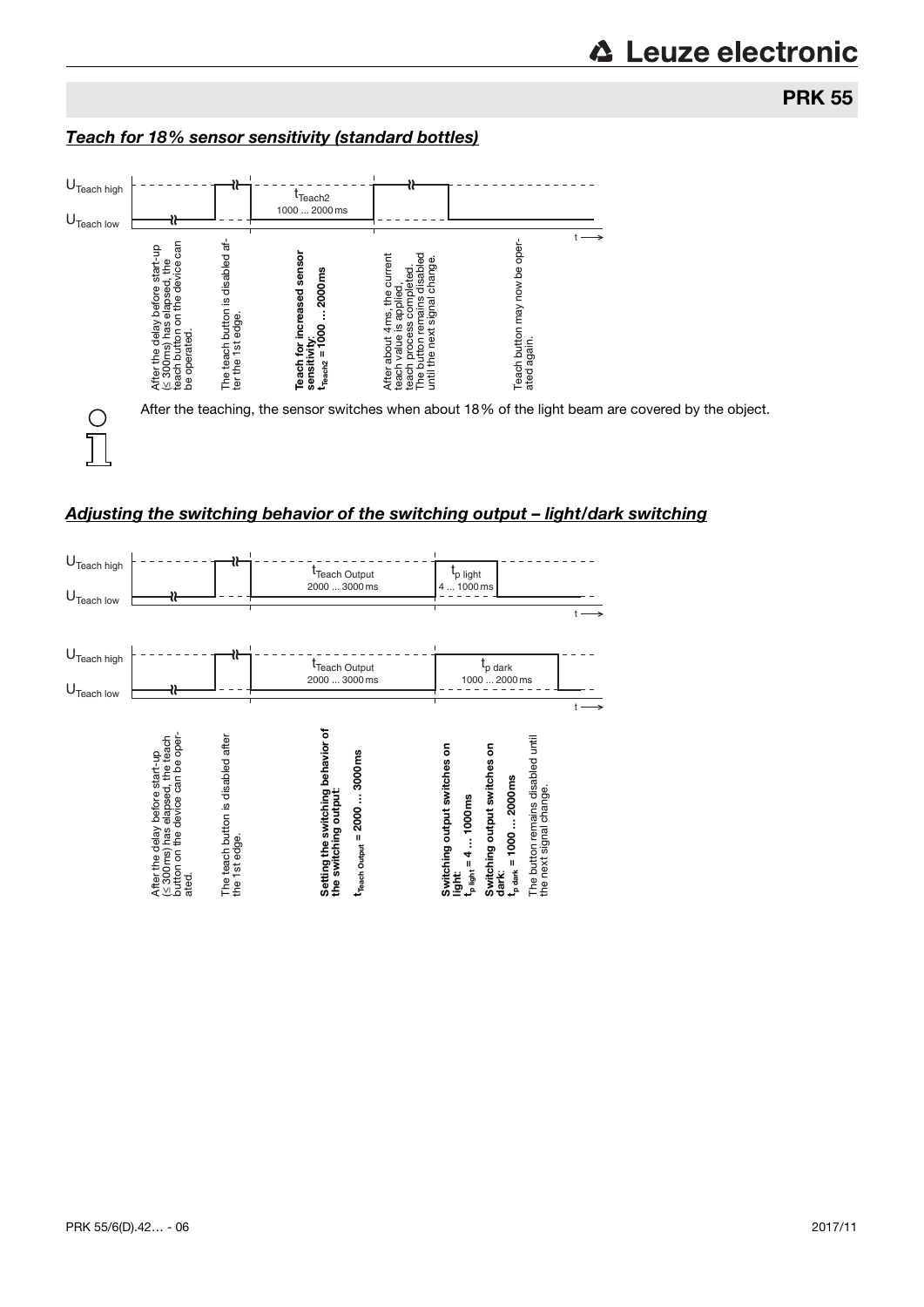## *Teach for 18% sensor sensitivity (standard bottles)*

$U_{Teach\ high}$

$U_{Teach\ low}$

$t_{Teach2}$

1000 ... 2000 ms

t

After the delay before start-up (≤ 300ms) has elapsed, the teach button on the device can be operated.

The teach button is disabled after the 1st edge.

**Teach for increased sensor sensitivity:**
**$t_{Teach2}$ = 1000 … 2000ms**

After about 4ms, the current teach value is applied, teach process completed. The button remains disabled until the next signal change.

Teach button may now be operated again.

After the teaching, the sensor switches when about 18% of the light beam are covered by the object.

## *Adjusting the switching behavior of the switching output – light/dark switching*

$U_{Teach\ high}$

$U_{Teach\ low}$

$t_{Teach\ Output}$

2000 ... 3000 ms

$t_{p\ light}$

4 ... 1000 ms

t

$U_{Teach\ high}$

$U_{Teach\ low}$

$t_{Teach\ Output}$

2000 ... 3000 ms

$t_{p\ dark}$

1000 ... 2000 ms

t

After the delay before start-up (≤ 300ms) has elapsed, the teach button on the device can be operated.

The teach button is disabled after the 1st edge.

**Setting the switching behavior of the switching output:**
**$t_{Teach\ Output}$ = 2000 … 3000ms**

**Switching output switches on light:**
**$t_{p\ light}$ = 4 … 1000ms**
**Switching output switches on dark:**
**$t_{p\ dark}$ = 1000 … 2000ms**

The button remains disabled until the next signal change.